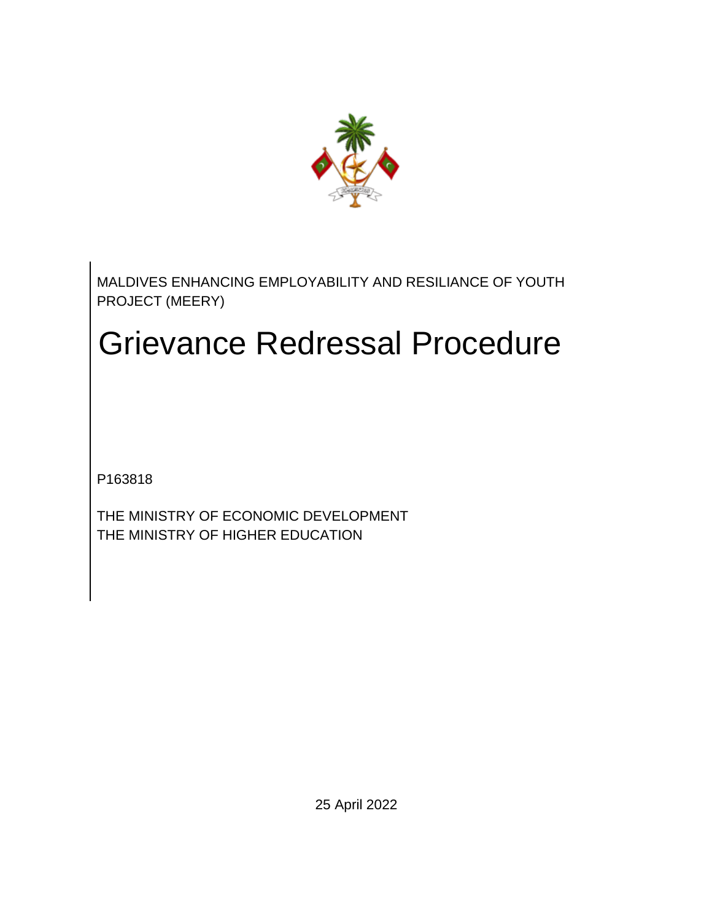MALDIVES ENHANCING EMPLOYABILITY AND RESILIANCE OF YOUTH PROJECT (MEERY)

# Grievance Redressal Procedure

P163818

THE MINISTRY OF ECONOMIC DEVELOPMENT
THE MINISTRY OF HIGHER EDUCATION

25 April 2022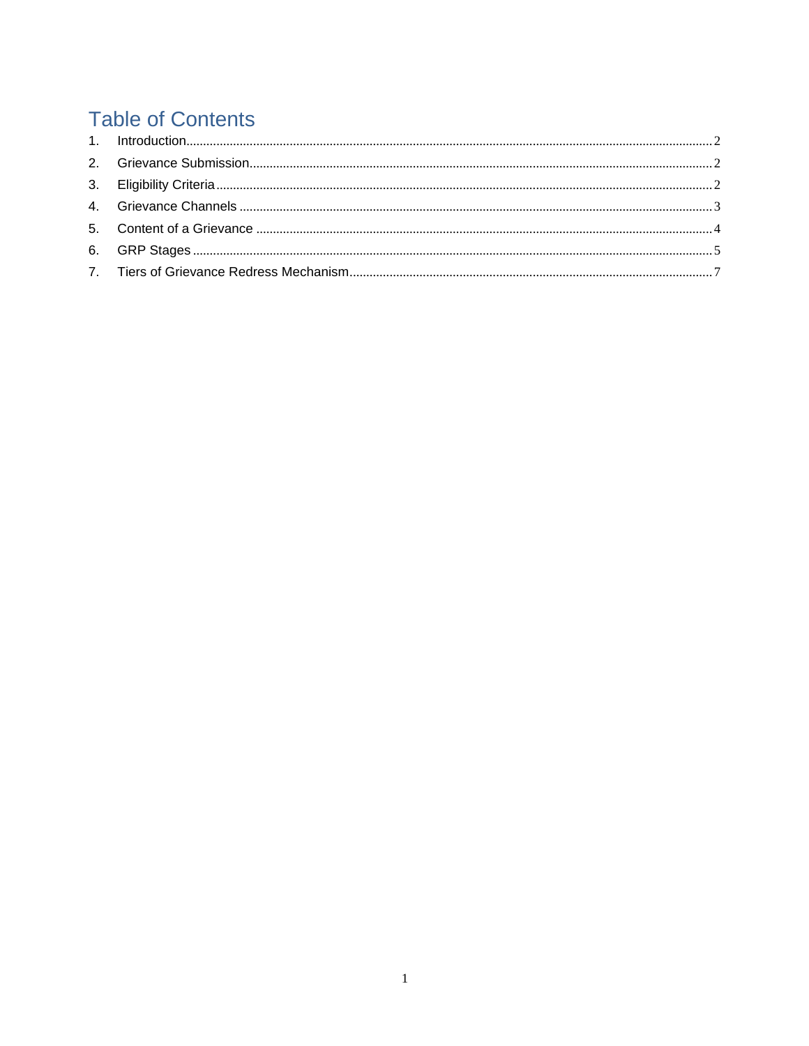# Table of Contents

1. Introduction ........ 2
2. Grievance Submission ........ 2
3. Eligibility Criteria ........ 2
4. Grievance Channels ........ 3
5. Content of a Grievance ........ 4
6. GRP Stages ........ 5
7. Tiers of Grievance Redress Mechanism ........ 7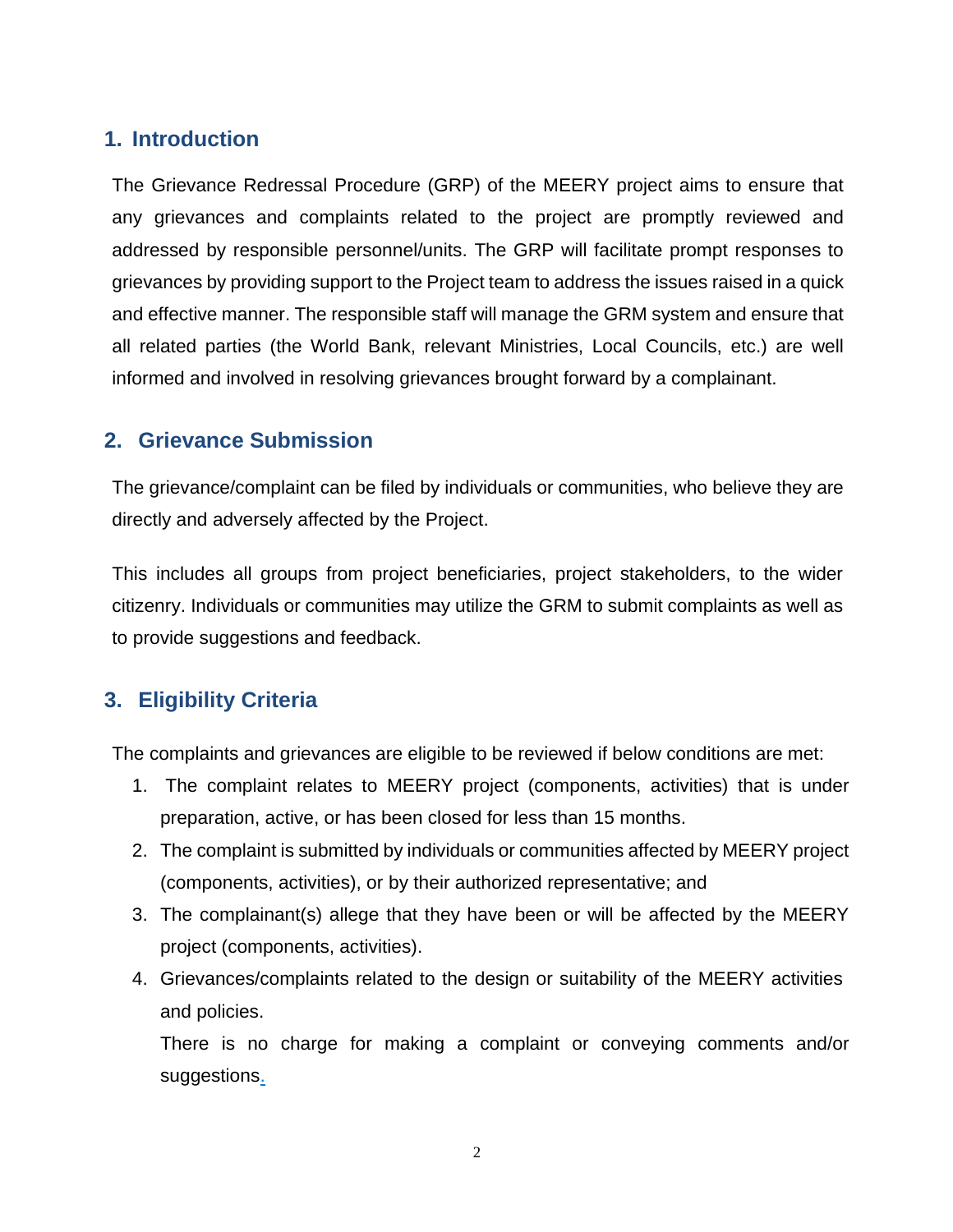## 1. Introduction

The Grievance Redressal Procedure (GRP) of the MEERY project aims to ensure that any grievances and complaints related to the project are promptly reviewed and addressed by responsible personnel/units. The GRP will facilitate prompt responses to grievances by providing support to the Project team to address the issues raised in a quick and effective manner. The responsible staff will manage the GRM system and ensure that all related parties (the World Bank, relevant Ministries, Local Councils, etc.) are well informed and involved in resolving grievances brought forward by a complainant.

## 2. Grievance Submission

The grievance/complaint can be filed by individuals or communities, who believe they are directly and adversely affected by the Project.

This includes all groups from project beneficiaries, project stakeholders, to the wider citizenry. Individuals or communities may utilize the GRM to submit complaints as well as to provide suggestions and feedback.

## 3. Eligibility Criteria

The complaints and grievances are eligible to be reviewed if below conditions are met:

1. The complaint relates to MEERY project (components, activities) that is under preparation, active, or has been closed for less than 15 months.
2. The complaint is submitted by individuals or communities affected by MEERY project (components, activities), or by their authorized representative; and
3. The complainant(s) allege that they have been or will be affected by the MEERY project (components, activities).
4. Grievances/complaints related to the design or suitability of the MEERY activities and policies.

   There is no charge for making a complaint or conveying comments and/or suggestions.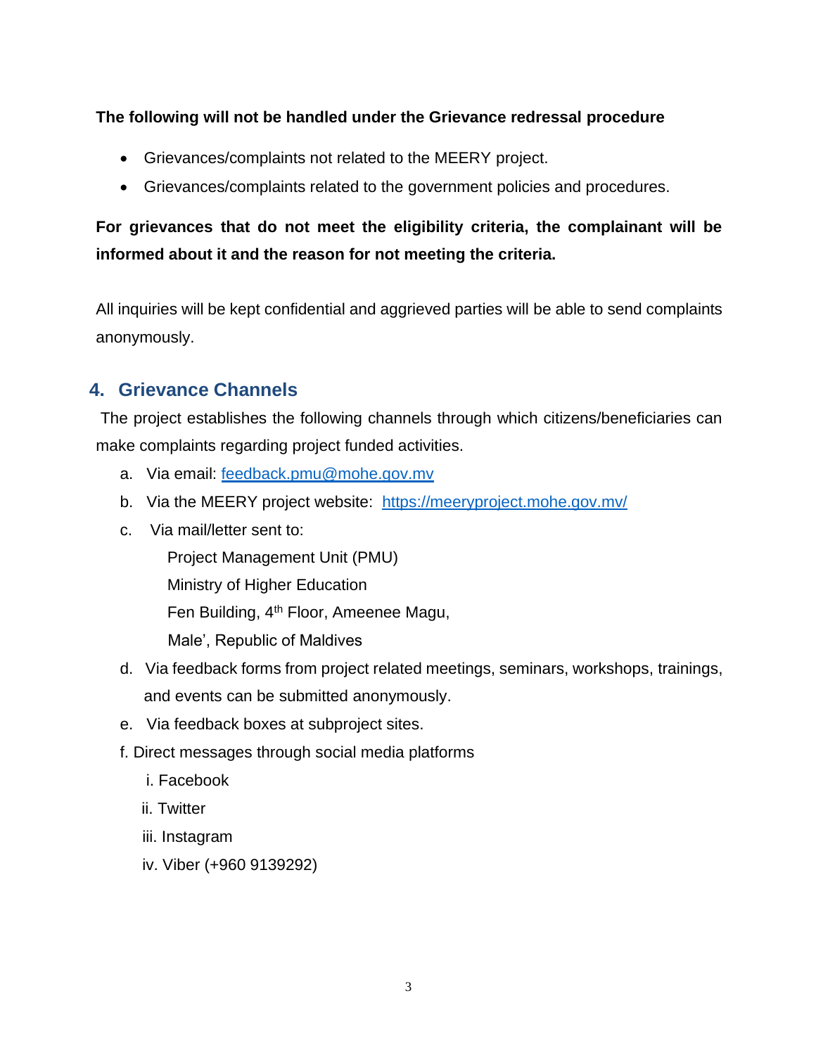**The following will not be handled under the Grievance redressal procedure**

- Grievances/complaints not related to the MEERY project.
- Grievances/complaints related to the government policies and procedures.

**For grievances that do not meet the eligibility criteria, the complainant will be informed about it and the reason for not meeting the criteria.**

All inquiries will be kept confidential and aggrieved parties will be able to send complaints anonymously.

## 4. Grievance Channels

The project establishes the following channels through which citizens/beneficiaries can make complaints regarding project funded activities.

a. Via email: feedback.pmu@mohe.gov.mv

b. Via the MEERY project website: https://meeryproject.mohe.gov.mv/

c. Via mail/letter sent to:

   Project Management Unit (PMU)
   Ministry of Higher Education
   Fen Building, 4th Floor, Ameenee Magu,
   Male', Republic of Maldives

d. Via feedback forms from project related meetings, seminars, workshops, trainings, and events can be submitted anonymously.

e. Via feedback boxes at subproject sites.

f. Direct messages through social media platforms

   i. Facebook
   ii. Twitter
   iii. Instagram
   iv. Viber (+960 9139292)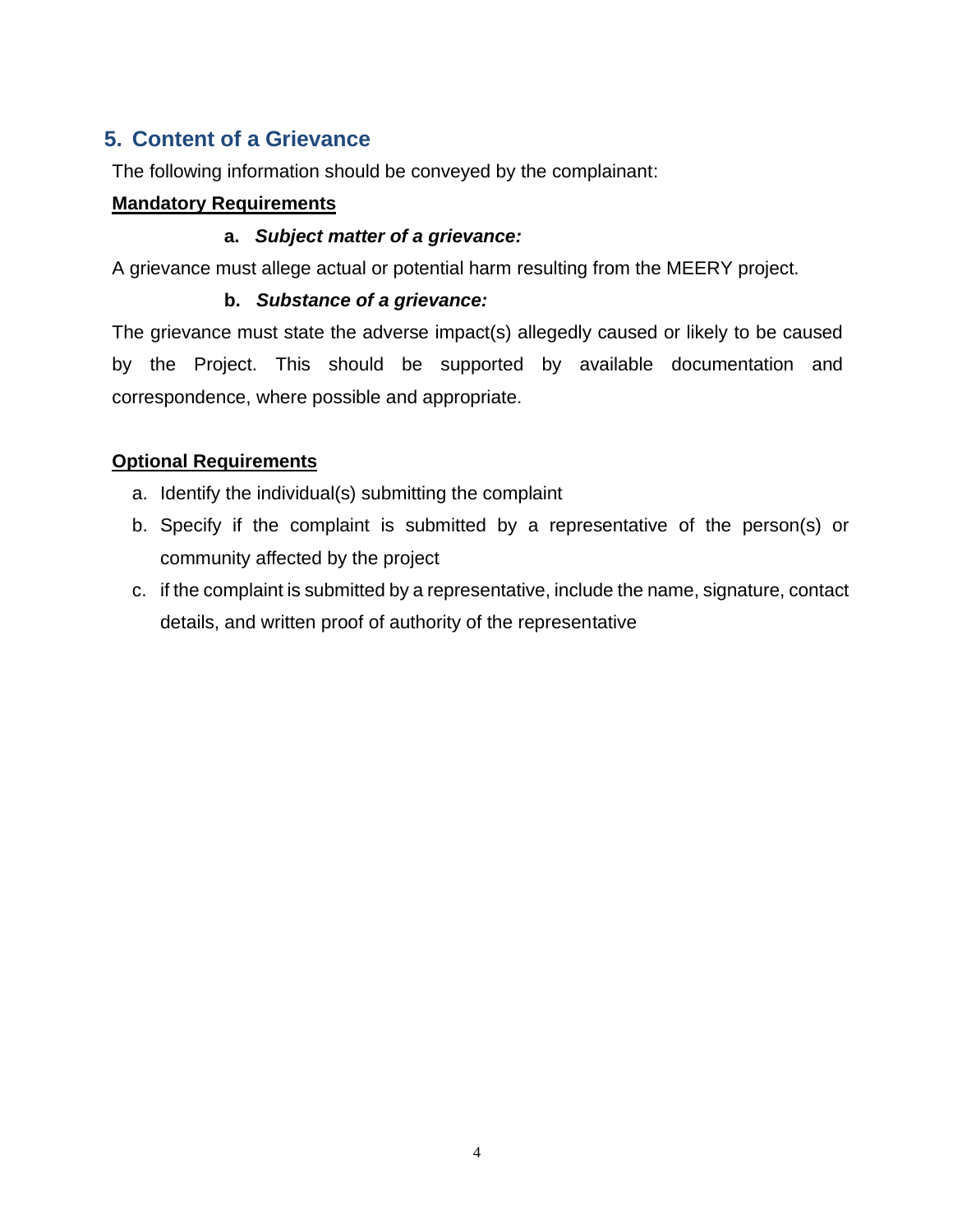## 5. Content of a Grievance

The following information should be conveyed by the complainant:

**<u>Mandatory Requirements</u>**

**a. *Subject matter of a grievance:***

A grievance must allege actual or potential harm resulting from the MEERY project.

**b. *Substance of a grievance:***

The grievance must state the adverse impact(s) allegedly caused or likely to be caused by the Project. This should be supported by available documentation and correspondence, where possible and appropriate.

**<u>Optional Requirements</u>**

a. Identify the individual(s) submitting the complaint
b. Specify if the complaint is submitted by a representative of the person(s) or community affected by the project
c. if the complaint is submitted by a representative, include the name, signature, contact details, and written proof of authority of the representative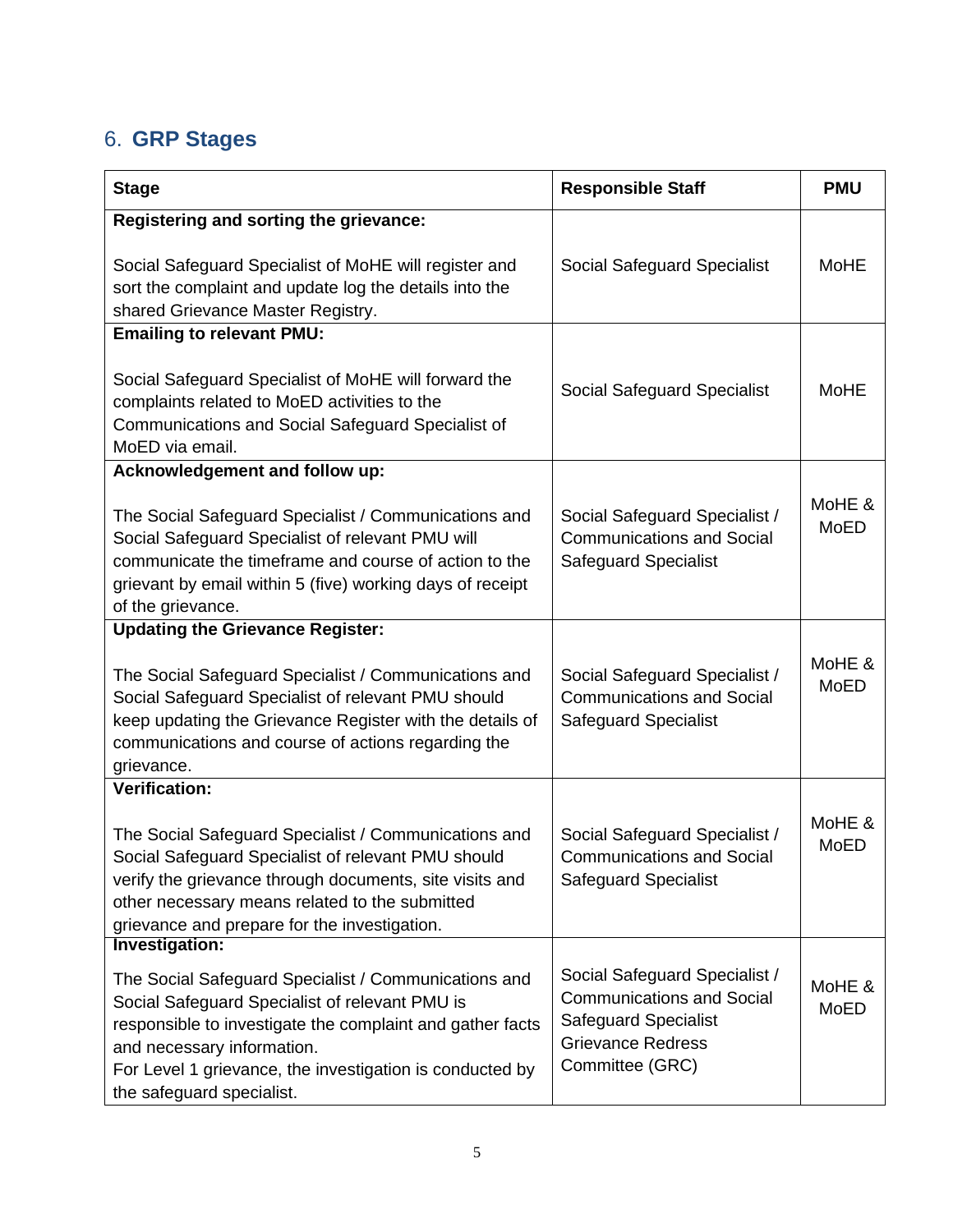## 6. GRP Stages

| Stage | Responsible Staff | PMU |
|---|---|---|
| **Registering and sorting the grievance:**<br><br>Social Safeguard Specialist of MoHE will register and sort the complaint and update log the details into the shared Grievance Master Registry. | Social Safeguard Specialist | MoHE |
| **Emailing to relevant PMU:**<br><br>Social Safeguard Specialist of MoHE will forward the complaints related to MoED activities to the Communications and Social Safeguard Specialist of MoED via email. | Social Safeguard Specialist | MoHE |
| **Acknowledgement and follow up:**<br><br>The Social Safeguard Specialist / Communications and Social Safeguard Specialist of relevant PMU will communicate the timeframe and course of action to the grievant by email within 5 (five) working days of receipt of the grievance. | Social Safeguard Specialist / Communications and Social Safeguard Specialist | MoHE & MoED |
| **Updating the Grievance Register:**<br><br>The Social Safeguard Specialist / Communications and Social Safeguard Specialist of relevant PMU should keep updating the Grievance Register with the details of communications and course of actions regarding the grievance. | Social Safeguard Specialist / Communications and Social Safeguard Specialist | MoHE & MoED |
| **Verification:**<br><br>The Social Safeguard Specialist / Communications and Social Safeguard Specialist of relevant PMU should verify the grievance through documents, site visits and other necessary means related to the submitted grievance and prepare for the investigation. | Social Safeguard Specialist / Communications and Social Safeguard Specialist | MoHE & MoED |
| **Investigation:**<br><br>The Social Safeguard Specialist / Communications and Social Safeguard Specialist of relevant PMU is responsible to investigate the complaint and gather facts and necessary information.<br>For Level 1 grievance, the investigation is conducted by the safeguard specialist. | Social Safeguard Specialist / Communications and Social Safeguard Specialist Grievance Redress Committee (GRC) | MoHE & MoED |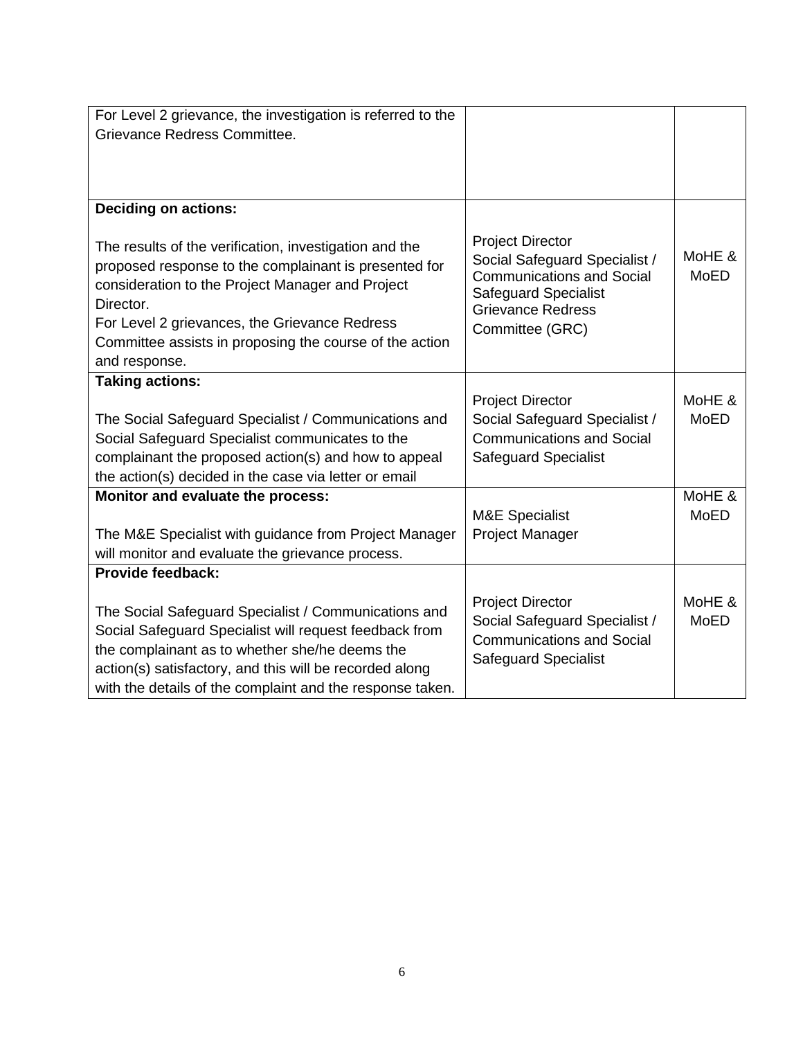| | | |
|---|---|---|
| For Level 2 grievance, the investigation is referred to the Grievance Redress Committee. | | |
| **Deciding on actions:**<br><br>The results of the verification, investigation and the proposed response to the complainant is presented for consideration to the Project Manager and Project Director.<br>For Level 2 grievances, the Grievance Redress Committee assists in proposing the course of the action and response. | Project Director<br>Social Safeguard Specialist / Communications and Social Safeguard Specialist<br>Grievance Redress Committee (GRC) | MoHE & MoED |
| **Taking actions:**<br><br>The Social Safeguard Specialist / Communications and Social Safeguard Specialist communicates to the complainant the proposed action(s) and how to appeal the action(s) decided in the case via letter or email | Project Director<br>Social Safeguard Specialist / Communications and Social Safeguard Specialist | MoHE & MoED |
| **Monitor and evaluate the process:**<br><br>The M&E Specialist with guidance from Project Manager will monitor and evaluate the grievance process. | M&E Specialist<br>Project Manager | MoHE & MoED |
| **Provide feedback:**<br><br>The Social Safeguard Specialist / Communications and Social Safeguard Specialist will request feedback from the complainant as to whether she/he deems the action(s) satisfactory, and this will be recorded along with the details of the complaint and the response taken. | Project Director<br>Social Safeguard Specialist / Communications and Social Safeguard Specialist | MoHE & MoED |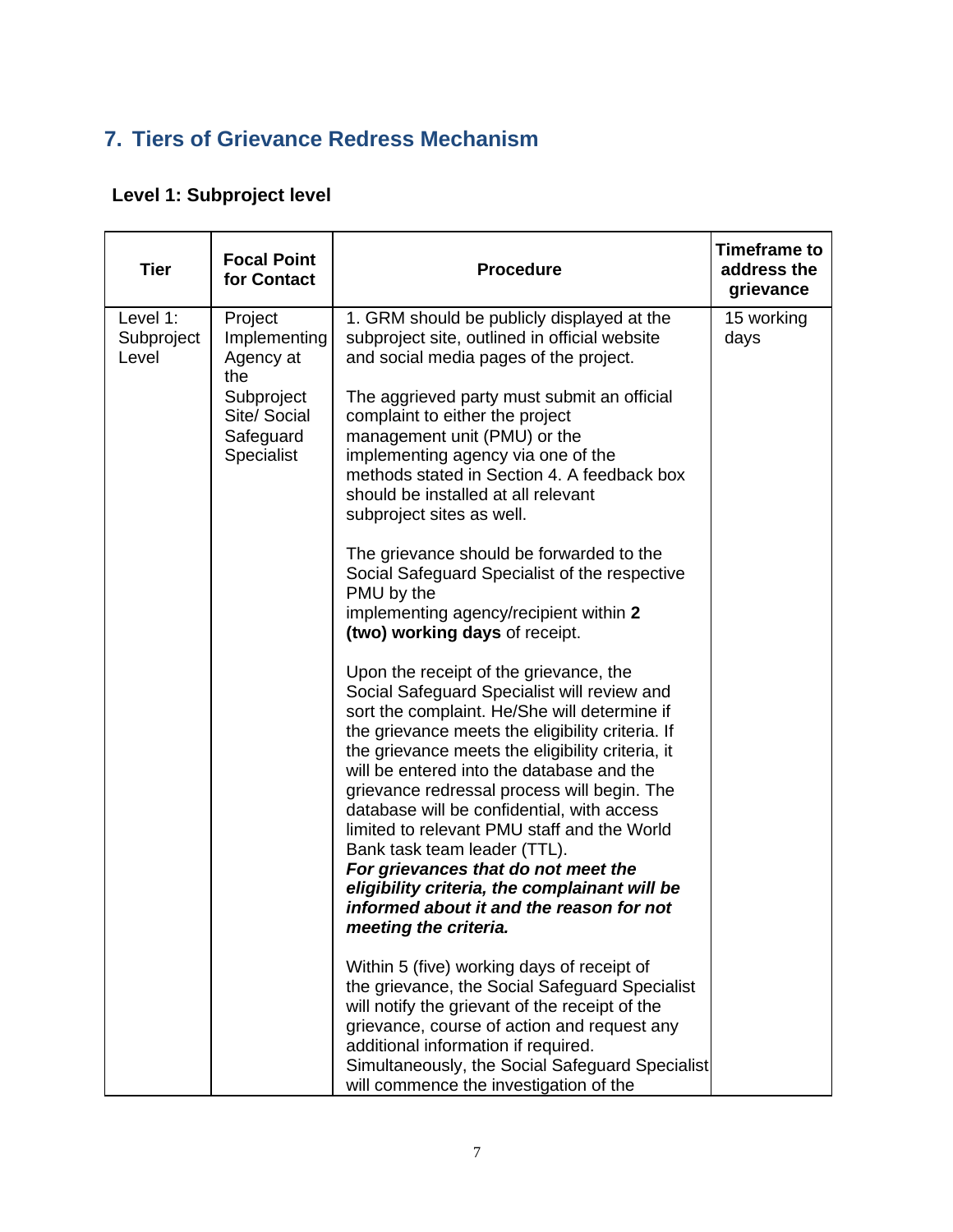## 7. Tiers of Grievance Redress Mechanism

### Level 1: Subproject level

| Tier | Focal Point for Contact | Procedure | Timeframe to address the grievance |
|---|---|---|---|
| Level 1: Subproject Level | Project Implementing Agency at the Subproject Site/ Social Safeguard Specialist | 1. GRM should be publicly displayed at the subproject site, outlined in official website and social media pages of the project.<br><br>The aggrieved party must submit an official complaint to either the project management unit (PMU) or the implementing agency via one of the methods stated in Section 4. A feedback box should be installed at all relevant subproject sites as well.<br><br>The grievance should be forwarded to the Social Safeguard Specialist of the respective PMU by the implementing agency/recipient within **2 (two) working days** of receipt.<br><br>Upon the receipt of the grievance, the Social Safeguard Specialist will review and sort the complaint. He/She will determine if the grievance meets the eligibility criteria. If the grievance meets the eligibility criteria, it will be entered into the database and the grievance redressal process will begin. The database will be confidential, with access limited to relevant PMU staff and the World Bank task team leader (TTL).<br>***For grievances that do not meet the eligibility criteria, the complainant will be informed about it and the reason for not meeting the criteria.***<br><br>Within 5 (five) working days of receipt of the grievance, the Social Safeguard Specialist will notify the grievant of the receipt of the grievance, course of action and request any additional information if required. Simultaneously, the Social Safeguard Specialist will commence the investigation of the | 15 working days |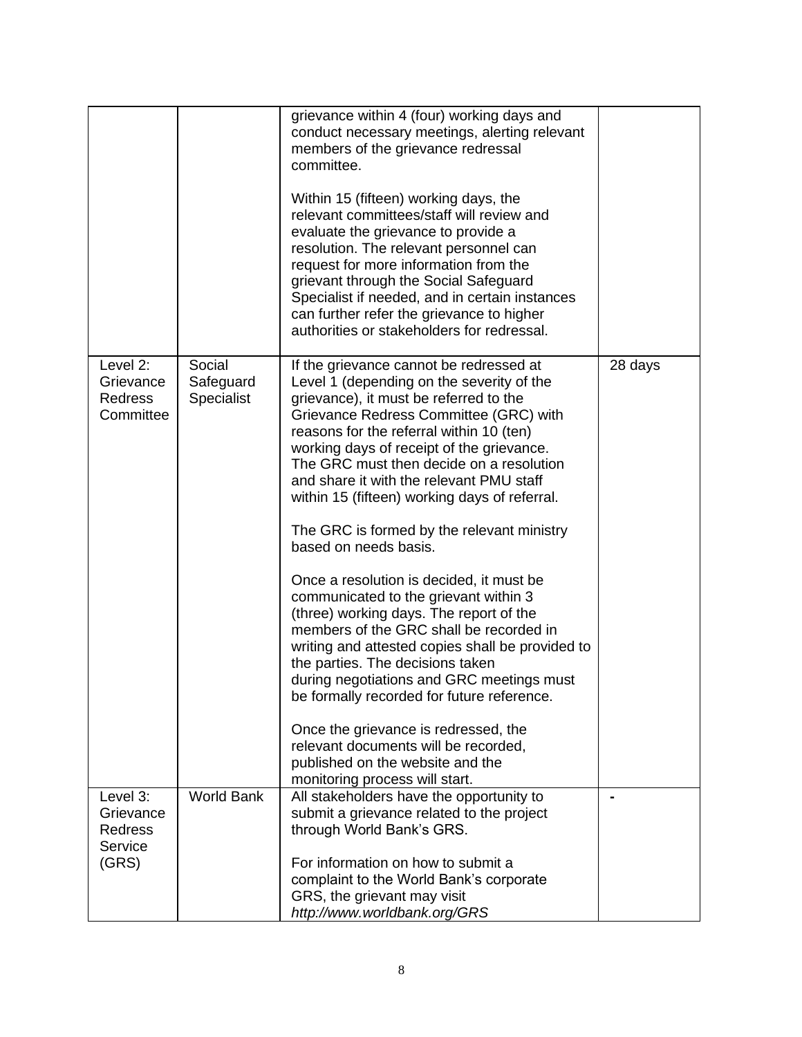| | | | |
|---|---|---|---|
| | | grievance within 4 (four) working days and conduct necessary meetings, alerting relevant members of the grievance redressal committee.<br><br>Within 15 (fifteen) working days, the relevant committees/staff will review and evaluate the grievance to provide a resolution. The relevant personnel can request for more information from the grievant through the Social Safeguard Specialist if needed, and in certain instances can further refer the grievance to higher authorities or stakeholders for redressal. | |
| Level 2: Grievance Redress Committee | Social Safeguard Specialist | If the grievance cannot be redressed at Level 1 (depending on the severity of the grievance), it must be referred to the Grievance Redress Committee (GRC) with reasons for the referral within 10 (ten) working days of receipt of the grievance. The GRC must then decide on a resolution and share it with the relevant PMU staff within 15 (fifteen) working days of referral.<br><br>The GRC is formed by the relevant ministry based on needs basis.<br><br>Once a resolution is decided, it must be communicated to the grievant within 3 (three) working days. The report of the members of the GRC shall be recorded in writing and attested copies shall be provided to the parties. The decisions taken during negotiations and GRC meetings must be formally recorded for future reference.<br><br>Once the grievance is redressed, the relevant documents will be recorded, published on the website and the monitoring process will start. | 28 days |
| Level 3: Grievance Redress Service (GRS) | World Bank | All stakeholders have the opportunity to submit a grievance related to the project through World Bank's GRS.<br><br>For information on how to submit a complaint to the World Bank's corporate GRS, the grievant may visit *http://www.worldbank.org/GRS* | - |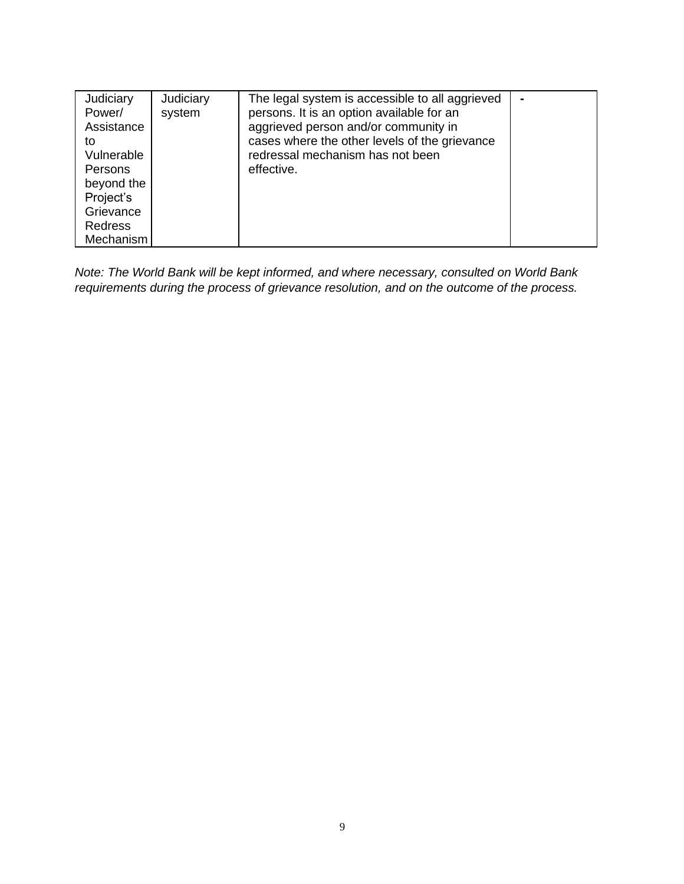| Judiciary Power/ Assistance to Vulnerable Persons beyond the Project's Grievance Redress Mechanism | Judiciary system | The legal system is accessible to all aggrieved persons. It is an option available for an aggrieved person and/or community in cases where the other levels of the grievance redressal mechanism has not been effective. | - |
|---|---|---|---|

*Note: The World Bank will be kept informed, and where necessary, consulted on World Bank requirements during the process of grievance resolution, and on the outcome of the process.*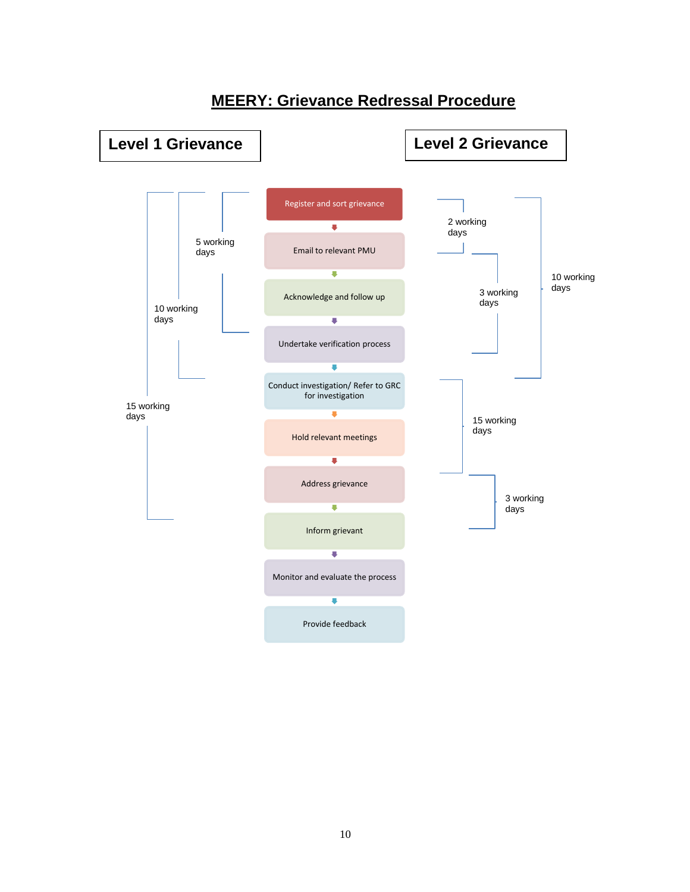# MEERY: Grievance Redressal Procedure

**Level 1 Grievance**

**Level 2 Grievance**

Register and sort grievance

Email to relevant PMU

Acknowledge and follow up

Undertake verification process

Conduct investigation/ Refer to GRC for investigation

Hold relevant meetings

Address grievance

Inform grievant

Monitor and evaluate the process

Provide feedback

5 working days

10 working days

15 working days

2 working days

3 working days

10 working days

15 working days

3 working days